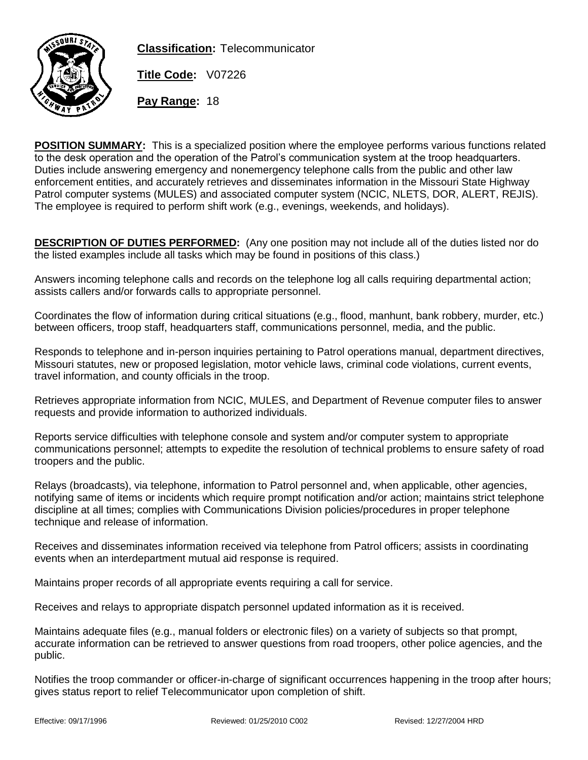**Classification:** Telecommunicator

**Title Code:** V07226

**Pay Range:** 18

**POSITION SUMMARY:** This is a specialized position where the employee performs various functions related to the desk operation and the operation of the Patrol's communication system at the troop headquarters. Duties include answering emergency and nonemergency telephone calls from the public and other law enforcement entities, and accurately retrieves and disseminates information in the Missouri State Highway Patrol computer systems (MULES) and associated computer system (NCIC, NLETS, DOR, ALERT, REJIS). The employee is required to perform shift work (e.g., evenings, weekends, and holidays).

**DESCRIPTION OF DUTIES PERFORMED:** (Any one position may not include all of the duties listed nor do the listed examples include all tasks which may be found in positions of this class.)

Answers incoming telephone calls and records on the telephone log all calls requiring departmental action; assists callers and/or forwards calls to appropriate personnel.

Coordinates the flow of information during critical situations (e.g., flood, manhunt, bank robbery, murder, etc.) between officers, troop staff, headquarters staff, communications personnel, media, and the public.

Responds to telephone and in-person inquiries pertaining to Patrol operations manual, department directives, Missouri statutes, new or proposed legislation, motor vehicle laws, criminal code violations, current events, travel information, and county officials in the troop.

Retrieves appropriate information from NCIC, MULES, and Department of Revenue computer files to answer requests and provide information to authorized individuals.

Reports service difficulties with telephone console and system and/or computer system to appropriate communications personnel; attempts to expedite the resolution of technical problems to ensure safety of road troopers and the public.

Relays (broadcasts), via telephone, information to Patrol personnel and, when applicable, other agencies, notifying same of items or incidents which require prompt notification and/or action; maintains strict telephone discipline at all times; complies with Communications Division policies/procedures in proper telephone technique and release of information.

Receives and disseminates information received via telephone from Patrol officers; assists in coordinating events when an interdepartment mutual aid response is required.

Maintains proper records of all appropriate events requiring a call for service.

Receives and relays to appropriate dispatch personnel updated information as it is received.

Maintains adequate files (e.g., manual folders or electronic files) on a variety of subjects so that prompt, accurate information can be retrieved to answer questions from road troopers, other police agencies, and the public.

Notifies the troop commander or officer-in-charge of significant occurrences happening in the troop after hours; gives status report to relief Telecommunicator upon completion of shift.

Effective: 09/17/1996 Reviewed: 01/25/2010 C002 Revised: 12/27/2004 HRD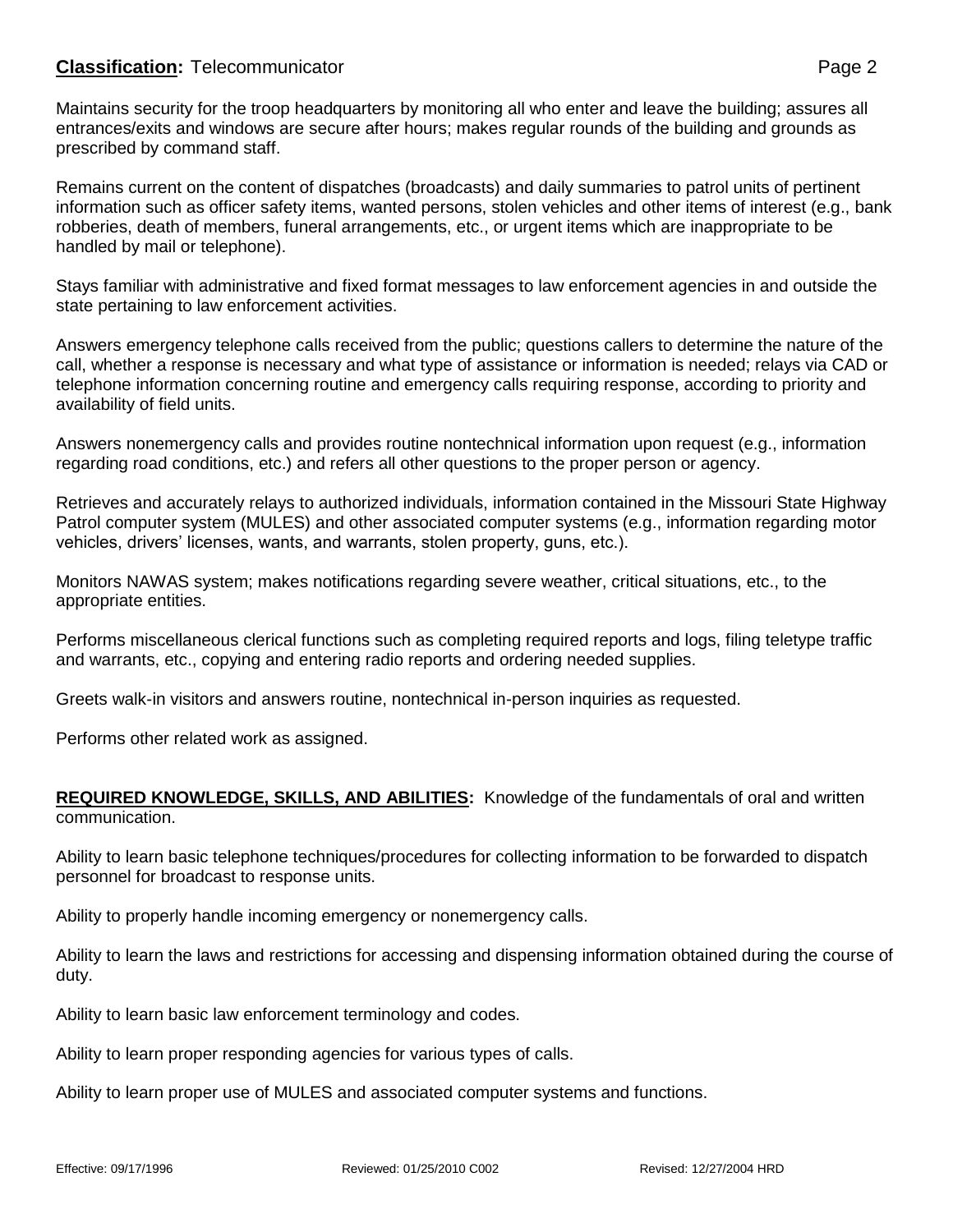Maintains security for the troop headquarters by monitoring all who enter and leave the building; assures all entrances/exits and windows are secure after hours; makes regular rounds of the building and grounds as prescribed by command staff.

Remains current on the content of dispatches (broadcasts) and daily summaries to patrol units of pertinent information such as officer safety items, wanted persons, stolen vehicles and other items of interest (e.g., bank robberies, death of members, funeral arrangements, etc., or urgent items which are inappropriate to be handled by mail or telephone).

Stays familiar with administrative and fixed format messages to law enforcement agencies in and outside the state pertaining to law enforcement activities.

Answers emergency telephone calls received from the public; questions callers to determine the nature of the call, whether a response is necessary and what type of assistance or information is needed; relays via CAD or telephone information concerning routine and emergency calls requiring response, according to priority and availability of field units.

Answers nonemergency calls and provides routine nontechnical information upon request (e.g., information regarding road conditions, etc.) and refers all other questions to the proper person or agency.

Retrieves and accurately relays to authorized individuals, information contained in the Missouri State Highway Patrol computer system (MULES) and other associated computer systems (e.g., information regarding motor vehicles, drivers' licenses, wants, and warrants, stolen property, guns, etc.).

Monitors NAWAS system; makes notifications regarding severe weather, critical situations, etc., to the appropriate entities.

Performs miscellaneous clerical functions such as completing required reports and logs, filing teletype traffic and warrants, etc., copying and entering radio reports and ordering needed supplies.

Greets walk-in visitors and answers routine, nontechnical in-person inquiries as requested.

Performs other related work as assigned.

**REQUIRED KNOWLEDGE, SKILLS, AND ABILITIES:** Knowledge of the fundamentals of oral and written communication.

Ability to learn basic telephone techniques/procedures for collecting information to be forwarded to dispatch personnel for broadcast to response units.

Ability to properly handle incoming emergency or nonemergency calls.

Ability to learn the laws and restrictions for accessing and dispensing information obtained during the course of duty.

Ability to learn basic law enforcement terminology and codes.

Ability to learn proper responding agencies for various types of calls.

Ability to learn proper use of MULES and associated computer systems and functions.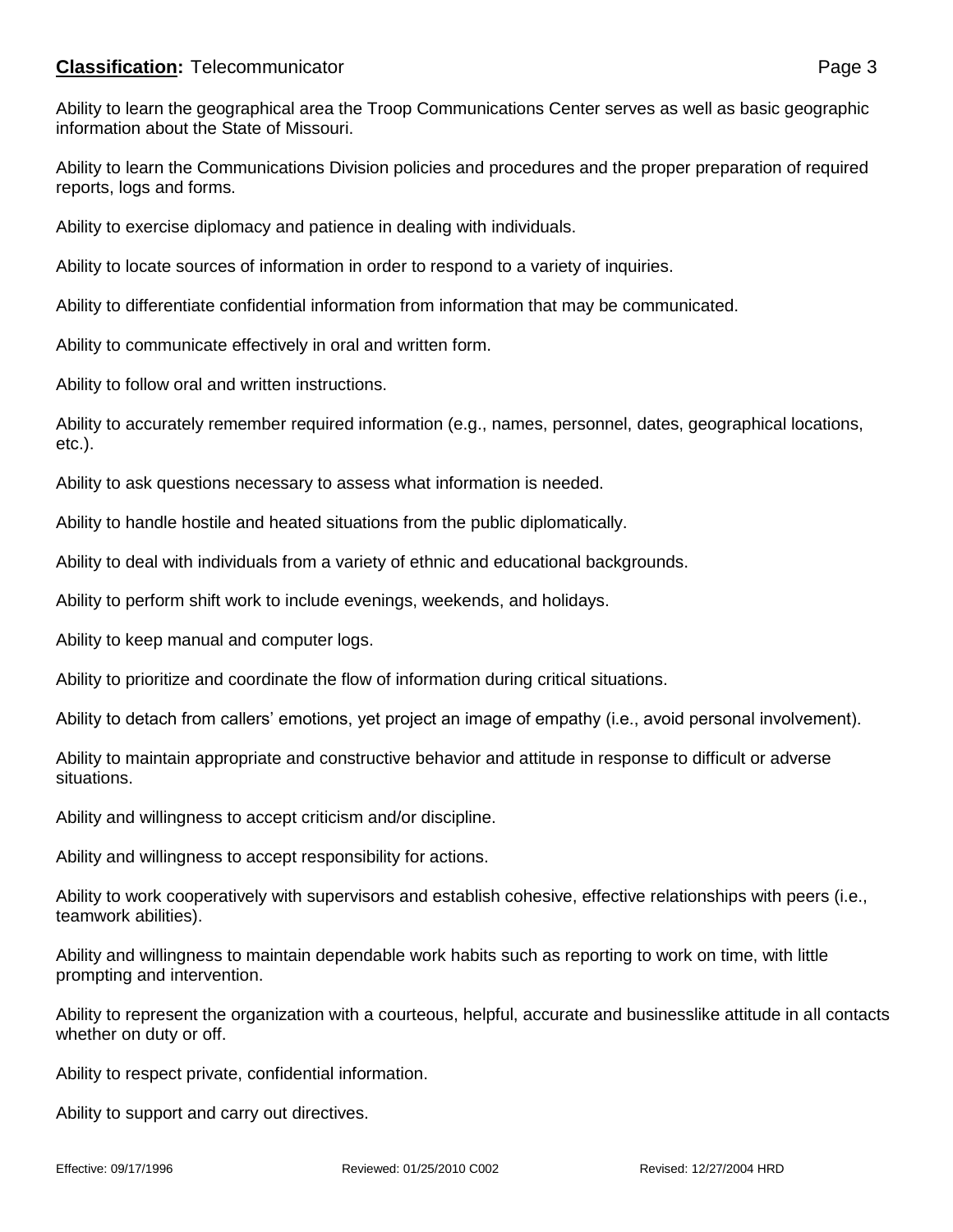Ability to learn the geographical area the Troop Communications Center serves as well as basic geographic information about the State of Missouri.

Ability to learn the Communications Division policies and procedures and the proper preparation of required reports, logs and forms.

Ability to exercise diplomacy and patience in dealing with individuals.

Ability to locate sources of information in order to respond to a variety of inquiries.

Ability to differentiate confidential information from information that may be communicated.

Ability to communicate effectively in oral and written form.

Ability to follow oral and written instructions.

Ability to accurately remember required information (e.g., names, personnel, dates, geographical locations, etc.).

Ability to ask questions necessary to assess what information is needed.

Ability to handle hostile and heated situations from the public diplomatically.

Ability to deal with individuals from a variety of ethnic and educational backgrounds.

Ability to perform shift work to include evenings, weekends, and holidays.

Ability to keep manual and computer logs.

Ability to prioritize and coordinate the flow of information during critical situations.

Ability to detach from callers' emotions, yet project an image of empathy (i.e., avoid personal involvement).

Ability to maintain appropriate and constructive behavior and attitude in response to difficult or adverse situations.

Ability and willingness to accept criticism and/or discipline.

Ability and willingness to accept responsibility for actions.

Ability to work cooperatively with supervisors and establish cohesive, effective relationships with peers (i.e., teamwork abilities).

Ability and willingness to maintain dependable work habits such as reporting to work on time, with little prompting and intervention.

Ability to represent the organization with a courteous, helpful, accurate and businesslike attitude in all contacts whether on duty or off.

Ability to respect private, confidential information.

Ability to support and carry out directives.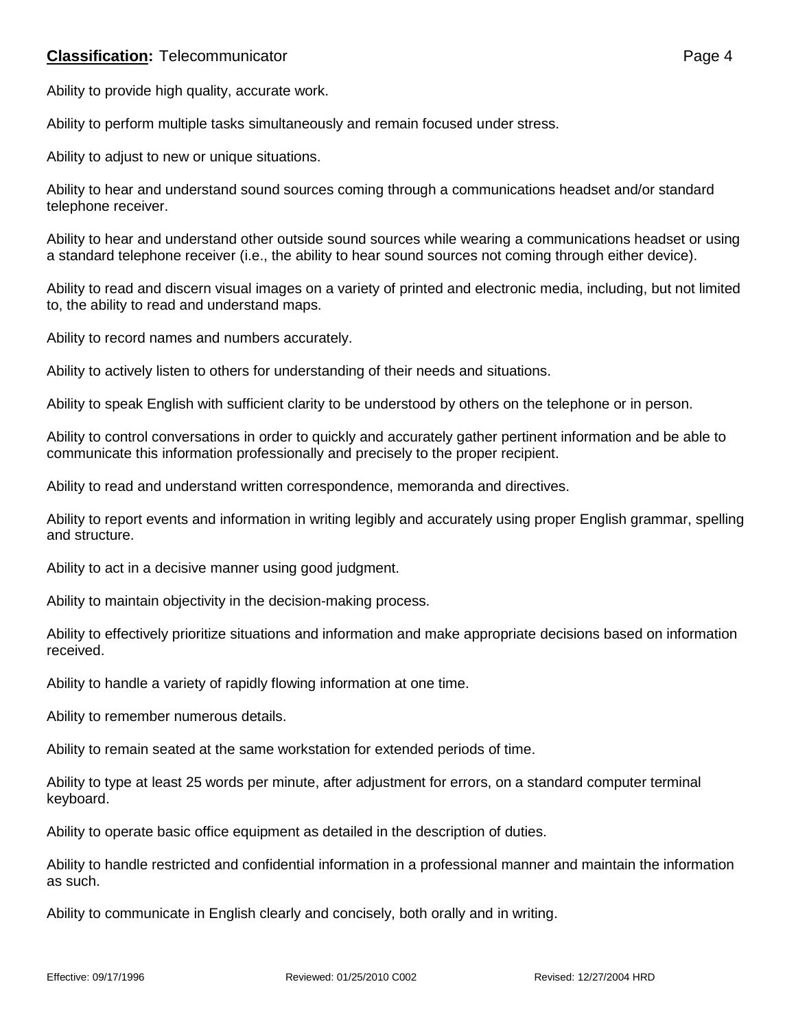Ability to provide high quality, accurate work.

Ability to perform multiple tasks simultaneously and remain focused under stress.

Ability to adjust to new or unique situations.

Ability to hear and understand sound sources coming through a communications headset and/or standard telephone receiver.

Ability to hear and understand other outside sound sources while wearing a communications headset or using a standard telephone receiver (i.e., the ability to hear sound sources not coming through either device).

Ability to read and discern visual images on a variety of printed and electronic media, including, but not limited to, the ability to read and understand maps.

Ability to record names and numbers accurately.

Ability to actively listen to others for understanding of their needs and situations.

Ability to speak English with sufficient clarity to be understood by others on the telephone or in person.

Ability to control conversations in order to quickly and accurately gather pertinent information and be able to communicate this information professionally and precisely to the proper recipient.

Ability to read and understand written correspondence, memoranda and directives.

Ability to report events and information in writing legibly and accurately using proper English grammar, spelling and structure.

Ability to act in a decisive manner using good judgment.

Ability to maintain objectivity in the decision-making process.

Ability to effectively prioritize situations and information and make appropriate decisions based on information received.

Ability to handle a variety of rapidly flowing information at one time.

Ability to remember numerous details.

Ability to remain seated at the same workstation for extended periods of time.

Ability to type at least 25 words per minute, after adjustment for errors, on a standard computer terminal keyboard.

Ability to operate basic office equipment as detailed in the description of duties.

Ability to handle restricted and confidential information in a professional manner and maintain the information as such.

Ability to communicate in English clearly and concisely, both orally and in writing.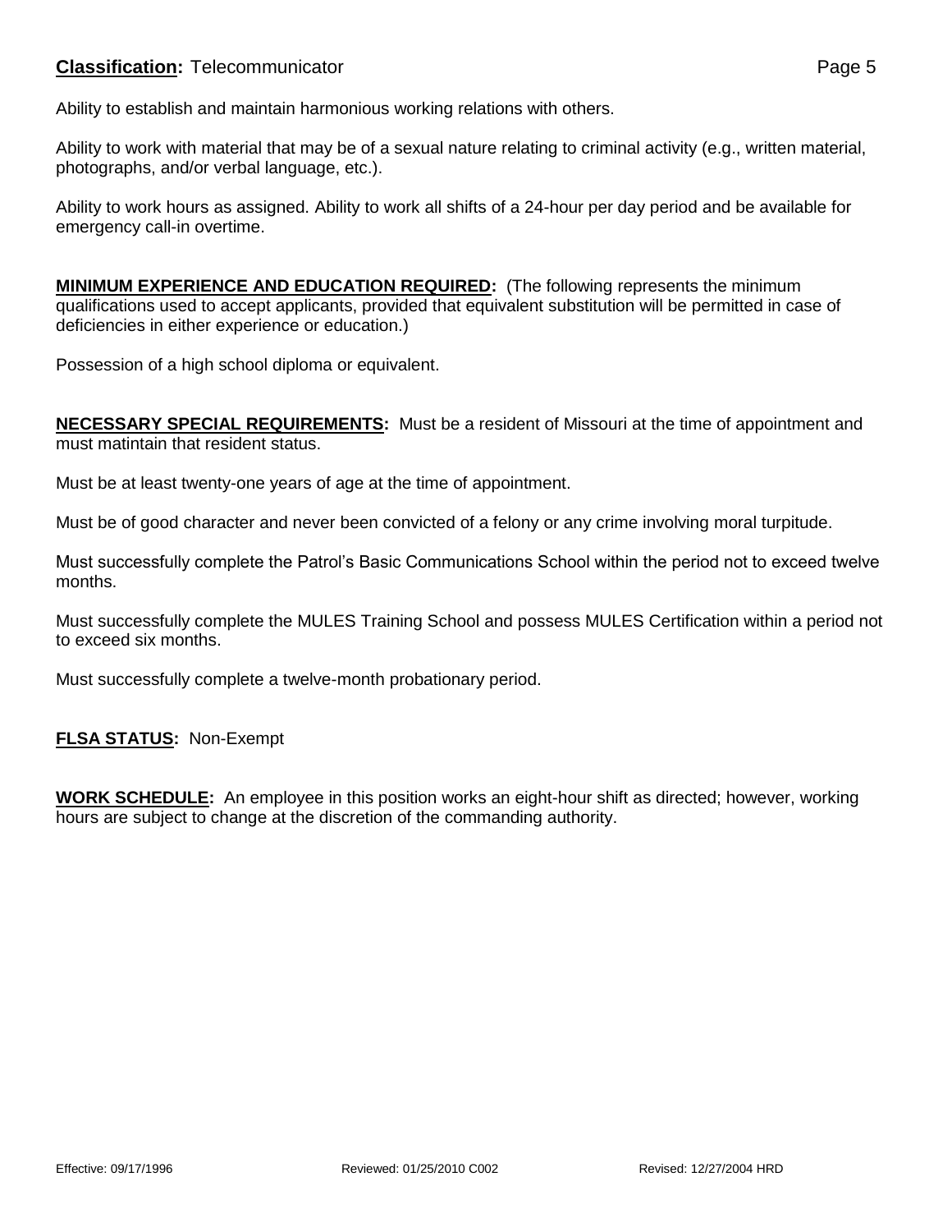Ability to establish and maintain harmonious working relations with others.

Ability to work with material that may be of a sexual nature relating to criminal activity (e.g., written material, photographs, and/or verbal language, etc.).

Ability to work hours as assigned. Ability to work all shifts of a 24-hour per day period and be available for emergency call-in overtime.

**MINIMUM EXPERIENCE AND EDUCATION REQUIRED:** (The following represents the minimum qualifications used to accept applicants, provided that equivalent substitution will be permitted in case of deficiencies in either experience or education.)

Possession of a high school diploma or equivalent.

**NECESSARY SPECIAL REQUIREMENTS:** Must be a resident of Missouri at the time of appointment and must matintain that resident status.

Must be at least twenty-one years of age at the time of appointment.

Must be of good character and never been convicted of a felony or any crime involving moral turpitude.

Must successfully complete the Patrol's Basic Communications School within the period not to exceed twelve months.

Must successfully complete the MULES Training School and possess MULES Certification within a period not to exceed six months.

Must successfully complete a twelve-month probationary period.

**FLSA STATUS:** Non-Exempt

**WORK SCHEDULE:** An employee in this position works an eight-hour shift as directed; however, working hours are subject to change at the discretion of the commanding authority.

Effective: 09/17/1996 Reviewed: 01/25/2010 C002 Revised: 12/27/2004 HRD